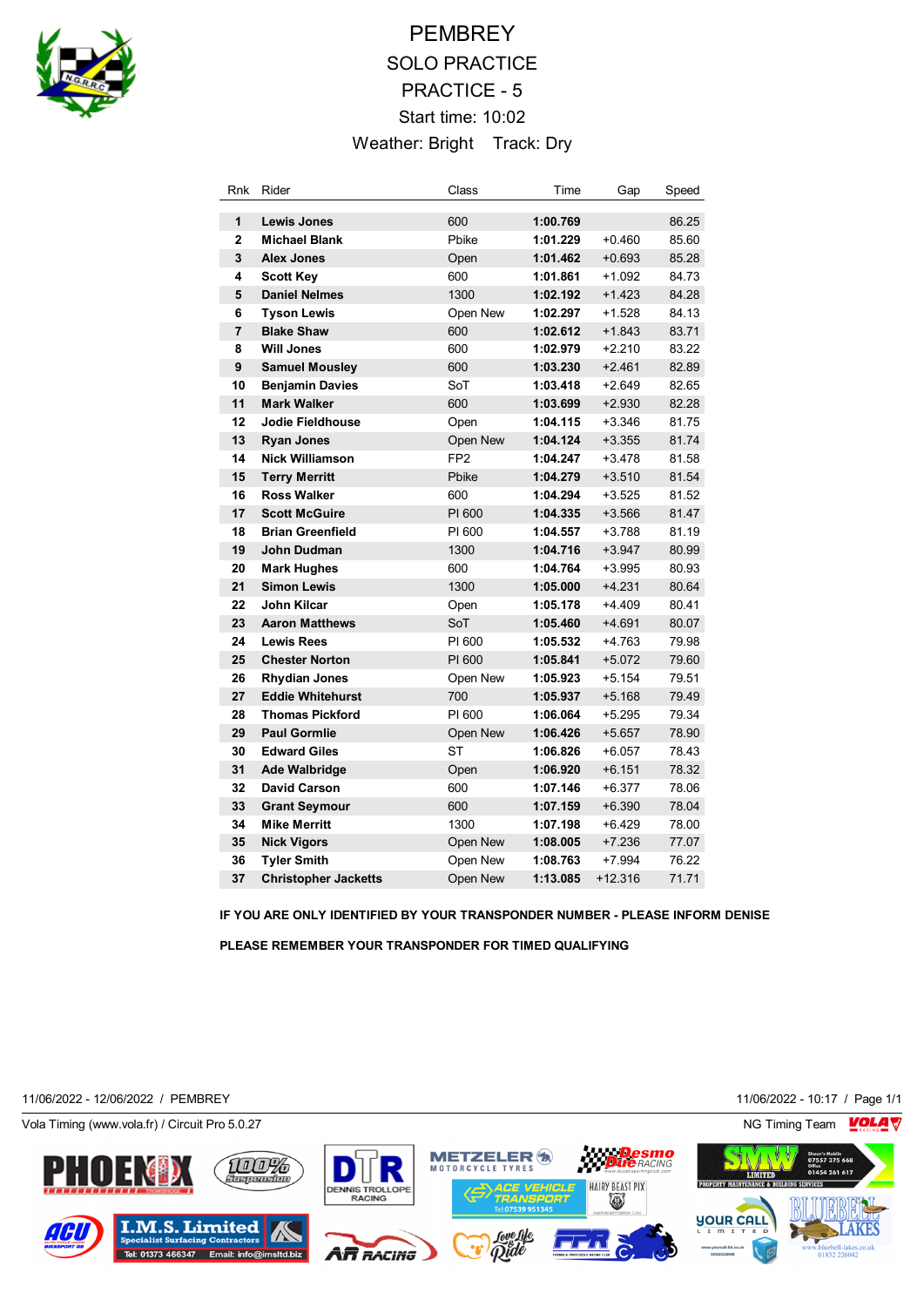# PEMBREY

## SOLO PRACTICE

## PRACTICE - 5

Start time: 10:02

Weather: Bright Track: Dry

| Rnk | Rider | Class | Time | Gap | Speed |
|---|---|---|---|---|---|
| 1 | **Lewis Jones** | 600 | **1:00.769** | | 86.25 |
| 2 | **Michael Blank** | Pbike | **1:01.229** | +0.460 | 85.60 |
| 3 | **Alex Jones** | Open | **1:01.462** | +0.693 | 85.28 |
| 4 | **Scott Key** | 600 | **1:01.861** | +1.092 | 84.73 |
| 5 | **Daniel Nelmes** | 1300 | **1:02.192** | +1.423 | 84.28 |
| 6 | **Tyson Lewis** | Open New | **1:02.297** | +1.528 | 84.13 |
| 7 | **Blake Shaw** | 600 | **1:02.612** | +1.843 | 83.71 |
| 8 | **Will Jones** | 600 | **1:02.979** | +2.210 | 83.22 |
| 9 | **Samuel Mousley** | 600 | **1:03.230** | +2.461 | 82.89 |
| 10 | **Benjamin Davies** | SoT | **1:03.418** | +2.649 | 82.65 |
| 11 | **Mark Walker** | 600 | **1:03.699** | +2.930 | 82.28 |
| 12 | **Jodie Fieldhouse** | Open | **1:04.115** | +3.346 | 81.75 |
| 13 | **Ryan Jones** | Open New | **1:04.124** | +3.355 | 81.74 |
| 14 | **Nick Williamson** | FP2 | **1:04.247** | +3.478 | 81.58 |
| 15 | **Terry Merritt** | Pbike | **1:04.279** | +3.510 | 81.54 |
| 16 | **Ross Walker** | 600 | **1:04.294** | +3.525 | 81.52 |
| 17 | **Scott McGuire** | PI 600 | **1:04.335** | +3.566 | 81.47 |
| 18 | **Brian Greenfield** | PI 600 | **1:04.557** | +3.788 | 81.19 |
| 19 | **John Dudman** | 1300 | **1:04.716** | +3.947 | 80.99 |
| 20 | **Mark Hughes** | 600 | **1:04.764** | +3.995 | 80.93 |
| 21 | **Simon Lewis** | 1300 | **1:05.000** | +4.231 | 80.64 |
| 22 | **John Kilcar** | Open | **1:05.178** | +4.409 | 80.41 |
| 23 | **Aaron Matthews** | SoT | **1:05.460** | +4.691 | 80.07 |
| 24 | **Lewis Rees** | PI 600 | **1:05.532** | +4.763 | 79.98 |
| 25 | **Chester Norton** | PI 600 | **1:05.841** | +5.072 | 79.60 |
| 26 | **Rhydian Jones** | Open New | **1:05.923** | +5.154 | 79.51 |
| 27 | **Eddie Whitehurst** | 700 | **1:05.937** | +5.168 | 79.49 |
| 28 | **Thomas Pickford** | PI 600 | **1:06.064** | +5.295 | 79.34 |
| 29 | **Paul Gormlie** | Open New | **1:06.426** | +5.657 | 78.90 |
| 30 | **Edward Giles** | ST | **1:06.826** | +6.057 | 78.43 |
| 31 | **Ade Walbridge** | Open | **1:06.920** | +6.151 | 78.32 |
| 32 | **David Carson** | 600 | **1:07.146** | +6.377 | 78.06 |
| 33 | **Grant Seymour** | 600 | **1:07.159** | +6.390 | 78.04 |
| 34 | **Mike Merritt** | 1300 | **1:07.198** | +6.429 | 78.00 |
| 35 | **Nick Vigors** | Open New | **1:08.005** | +7.236 | 77.07 |
| 36 | **Tyler Smith** | Open New | **1:08.763** | +7.994 | 76.22 |
| 37 | **Christopher Jacketts** | Open New | **1:13.085** | +12.316 | 71.71 |

**IF YOU ARE ONLY IDENTIFIED BY YOUR TRANSPONDER NUMBER - PLEASE INFORM DENISE**

**PLEASE REMEMBER YOUR TRANSPONDER FOR TIMED QUALIFYING**

11/06/2022 - 12/06/2022 / PEMBREY

11/06/2022 - 10:17

Vola Timing (www.vola.fr) / Circuit Pro 5.0.27

NG Timing Team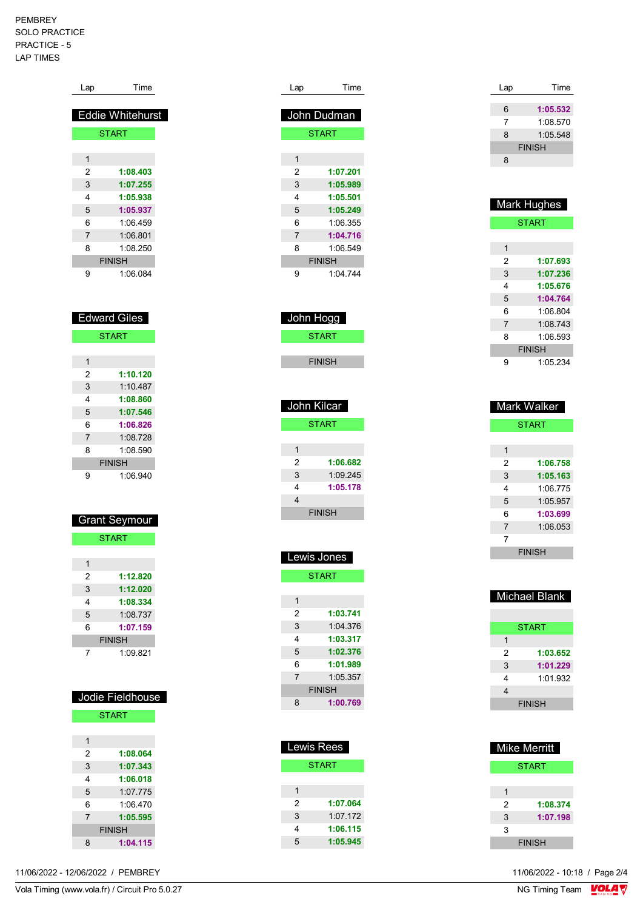PEMBREY
SOLO PRACTICE
PRACTICE - 5
LAP TIMES

## Eddie Whitehurst

| Lap | Time |
|---|---|
| START | |
| 1 | |
| 2 | **1:08.403** |
| 3 | **1:07.255** |
| 4 | **1:05.938** |
| 5 | **1:05.937** |
| 6 | 1:06.459 |
| 7 | 1:06.801 |
| 8 | 1:08.250 |
| FINISH | |
| 9 | 1:06.084 |

## Edward Giles

| Lap | Time |
|---|---|
| START | |
| 1 | |
| 2 | **1:10.120** |
| 3 | 1:10.487 |
| 4 | **1:08.860** |
| 5 | **1:07.546** |
| 6 | **1:06.826** |
| 7 | 1:08.728 |
| 8 | 1:08.590 |
| FINISH | |
| 9 | 1:06.940 |

## Grant Seymour

| Lap | Time |
|---|---|
| START | |
| 1 | |
| 2 | **1:12.820** |
| 3 | **1:12.020** |
| 4 | **1:08.334** |
| 5 | 1:08.737 |
| 6 | **1:07.159** |
| FINISH | |
| 7 | 1:09.821 |

## Jodie Fieldhouse

| Lap | Time |
|---|---|
| START | |
| 1 | |
| 2 | **1:08.064** |
| 3 | **1:07.343** |
| 4 | **1:06.018** |
| 5 | 1:07.775 |
| 6 | 1:06.470 |
| 7 | **1:05.595** |
| FINISH | |
| 8 | **1:04.115** |

## John Dudman

| Lap | Time |
|---|---|
| START | |
| 1 | |
| 2 | **1:07.201** |
| 3 | **1:05.989** |
| 4 | **1:05.501** |
| 5 | **1:05.249** |
| 6 | 1:06.355 |
| 7 | **1:04.716** |
| 8 | 1:06.549 |
| FINISH | |
| 9 | 1:04.744 |

## John Hogg

| Lap | Time |
|---|---|
| START | |
| FINISH | |

## John Kilcar

| Lap | Time |
|---|---|
| START | |
| 1 | |
| 2 | **1:06.682** |
| 3 | 1:09.245 |
| 4 | **1:05.178** |
| 4 | |
| FINISH | |

## Lewis Jones

| Lap | Time |
|---|---|
| START | |
| 1 | |
| 2 | **1:03.741** |
| 3 | 1:04.376 |
| 4 | **1:03.317** |
| 5 | **1:02.376** |
| 6 | **1:01.989** |
| 7 | 1:05.357 |
| FINISH | |
| 8 | **1:00.769** |

## Lewis Rees

| Lap | Time |
|---|---|
| START | |
| 1 | |
| 2 | **1:07.064** |
| 3 | 1:07.172 |
| 4 | **1:06.115** |
| 5 | **1:05.945** |
| 6 | **1:05.532** |
| 7 | 1:08.570 |
| 8 | 1:05.548 |
| FINISH | |
| 8 | |

## Mark Hughes

| Lap | Time |
|---|---|
| START | |
| 1 | |
| 2 | **1:07.693** |
| 3 | **1:07.236** |
| 4 | **1:05.676** |
| 5 | **1:04.764** |
| 6 | 1:06.804 |
| 7 | 1:08.743 |
| 8 | 1:06.593 |
| FINISH | |
| 9 | 1:05.234 |

## Mark Walker

| Lap | Time |
|---|---|
| START | |
| 1 | |
| 2 | **1:06.758** |
| 3 | **1:05.163** |
| 4 | 1:06.775 |
| 5 | 1:05.957 |
| 6 | **1:03.699** |
| 7 | 1:06.053 |
| 7 | |
| FINISH | |

## Michael Blank

| Lap | Time |
|---|---|
| START | |
| 1 | |
| 2 | **1:03.652** |
| 3 | **1:01.229** |
| 4 | 1:01.932 |
| 4 | |
| FINISH | |

## Mike Merritt

| Lap | Time |
|---|---|
| START | |
| 1 | |
| 2 | **1:08.374** |
| 3 | **1:07.198** |
| 3 | |
| FINISH | |

11/06/2022 - 12/06/2022 / PEMBREY

11/06/2022 - 10:18

Vola Timing (www.vola.fr) / Circuit Pro 5.0.27

NG Timing Team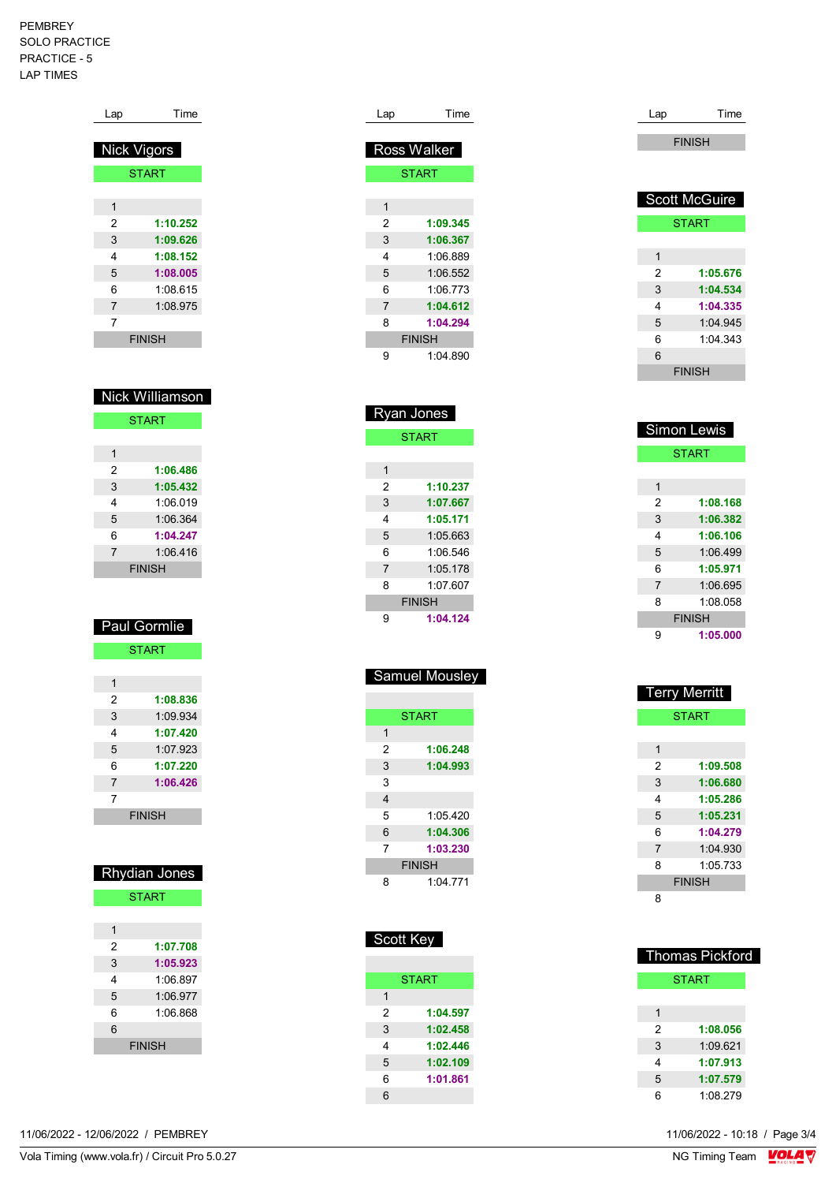PEMBREY
SOLO PRACTICE
PRACTICE - 5
LAP TIMES

### Nick Vigors

| Lap | Time |
|---|---|
| START | |
| 1 | |
| 2 | **1:10.252** |
| 3 | **1:09.626** |
| 4 | **1:08.152** |
| 5 | **1:08.005** |
| 6 | 1:08.615 |
| 7 | 1:08.975 |
| 7 | |
| FINISH | |

### Nick Williamson

| Lap | Time |
|---|---|
| START | |
| 1 | |
| 2 | **1:06.486** |
| 3 | **1:05.432** |
| 4 | 1:06.019 |
| 5 | 1:06.364 |
| 6 | **1:04.247** |
| 7 | 1:06.416 |
| FINISH | |

### Paul Gormlie

| Lap | Time |
|---|---|
| START | |
| 1 | |
| 2 | **1:08.836** |
| 3 | 1:09.934 |
| 4 | **1:07.420** |
| 5 | 1:07.923 |
| 6 | **1:07.220** |
| 7 | **1:06.426** |
| 7 | |
| FINISH | |

### Rhydian Jones

| Lap | Time |
|---|---|
| START | |
| 1 | |
| 2 | **1:07.708** |
| 3 | **1:05.923** |
| 4 | 1:06.897 |
| 5 | 1:06.977 |
| 6 | 1:06.868 |
| 6 | |
| FINISH | |

### Ross Walker

| Lap | Time |
|---|---|
| START | |
| 1 | |
| 2 | **1:09.345** |
| 3 | **1:06.367** |
| 4 | 1:06.889 |
| 5 | 1:06.552 |
| 6 | 1:06.773 |
| 7 | **1:04.612** |
| 8 | **1:04.294** |
| FINISH | |
| 9 | 1:04.890 |

### Ryan Jones

| Lap | Time |
|---|---|
| START | |
| 1 | |
| 2 | **1:10.237** |
| 3 | **1:07.667** |
| 4 | **1:05.171** |
| 5 | 1:05.663 |
| 6 | 1:06.546 |
| 7 | 1:05.178 |
| 8 | 1:07.607 |
| FINISH | |
| 9 | **1:04.124** |

### Samuel Mousley

| Lap | Time |
|---|---|
| START | |
| 1 | |
| 2 | **1:06.248** |
| 3 | **1:04.993** |
| 3 | |
| 4 | |
| 5 | 1:05.420 |
| 6 | **1:04.306** |
| 7 | **1:03.230** |
| FINISH | |
| 8 | 1:04.771 |

### Scott Key

| Lap | Time |
|---|---|
| START | |
| 1 | |
| 2 | **1:04.597** |
| 3 | **1:02.458** |
| 4 | **1:02.446** |
| 5 | **1:02.109** |
| 6 | **1:01.861** |
| 6 | |
| FINISH | |

### Scott McGuire

| Lap | Time |
|---|---|
| START | |
| 1 | |
| 2 | **1:05.676** |
| 3 | **1:04.534** |
| 4 | **1:04.335** |
| 5 | 1:04.945 |
| 6 | 1:04.343 |
| 6 | |
| FINISH | |

### Simon Lewis

| Lap | Time |
|---|---|
| START | |
| 1 | |
| 2 | **1:08.168** |
| 3 | **1:06.382** |
| 4 | **1:06.106** |
| 5 | 1:06.499 |
| 6 | **1:05.971** |
| 7 | 1:06.695 |
| 8 | 1:08.058 |
| FINISH | |
| 9 | **1:05.000** |

### Terry Merritt

| Lap | Time |
|---|---|
| START | |
| 1 | |
| 2 | **1:09.508** |
| 3 | **1:06.680** |
| 4 | **1:05.286** |
| 5 | **1:05.231** |
| 6 | **1:04.279** |
| 7 | 1:04.930 |
| 8 | 1:05.733 |
| FINISH | |
| 8 | |

### Thomas Pickford

| Lap | Time |
|---|---|
| START | |
| 1 | |
| 2 | **1:08.056** |
| 3 | 1:09.621 |
| 4 | **1:07.913** |
| 5 | **1:07.579** |
| 6 | 1:08.279 |

11/06/2022 - 12/06/2022 / PEMBREY

Vola Timing (www.vola.fr) / Circuit Pro 5.0.27

11/06/2022 - 10:18

NG Timing Team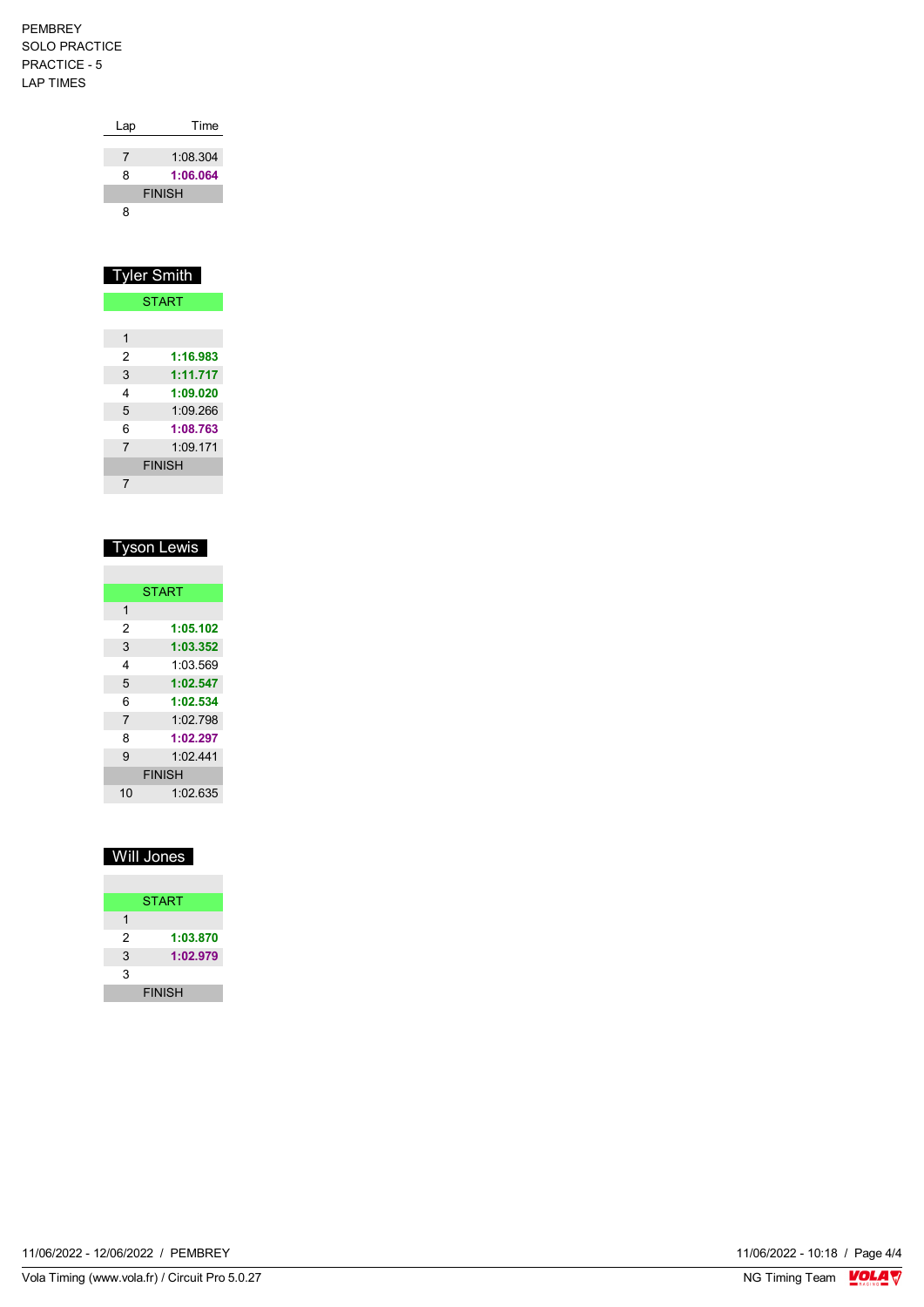PEMBREY
SOLO PRACTICE
PRACTICE - 5
LAP TIMES

| Lap | Time |
|---|---|
| 7 | 1:08.304 |
| 8 | **1:06.064** |
| FINISH | |
| 8 | |

## Tyler Smith

| Lap | Time |
|---|---|
| START | |
| 1 | |
| 2 | **1:16.983** |
| 3 | **1:11.717** |
| 4 | **1:09.020** |
| 5 | 1:09.266 |
| 6 | **1:08.763** |
| 7 | 1:09.171 |
| FINISH | |
| 7 | |

## Tyson Lewis

| Lap | Time |
|---|---|
| START | |
| 1 | |
| 2 | **1:05.102** |
| 3 | **1:03.352** |
| 4 | 1:03.569 |
| 5 | **1:02.547** |
| 6 | **1:02.534** |
| 7 | 1:02.798 |
| 8 | **1:02.297** |
| 9 | 1:02.441 |
| FINISH | |
| 10 | 1:02.635 |

## Will Jones

| Lap | Time |
|---|---|
| START | |
| 1 | |
| 2 | **1:03.870** |
| 3 | **1:02.979** |
| 3 | |
| FINISH | |